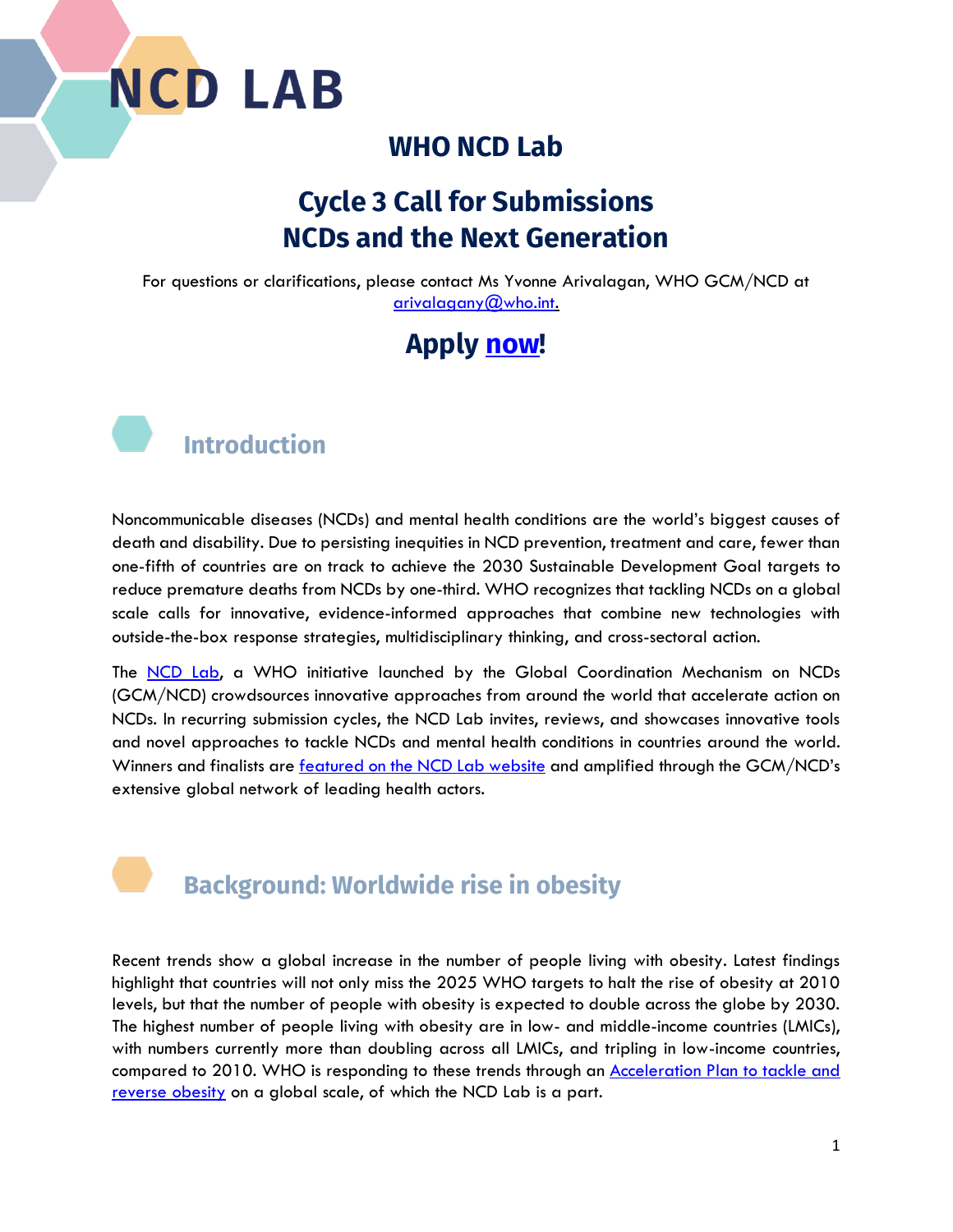# NCD LAB

## WHO NCD Lab

## Cycle 3 Call for Submissions
## NCDs and the Next Generation

For questions or clarifications, please contact Ms Yvonne Arivalagan, WHO GCM/NCD at arivalagany@who.int.

## Apply now!

## Introduction

Noncommunicable diseases (NCDs) and mental health conditions are the world's biggest causes of death and disability. Due to persisting inequities in NCD prevention, treatment and care, fewer than one-fifth of countries are on track to achieve the 2030 Sustainable Development Goal targets to reduce premature deaths from NCDs by one-third. WHO recognizes that tackling NCDs on a global scale calls for innovative, evidence-informed approaches that combine new technologies with outside-the-box response strategies, multidisciplinary thinking, and cross-sectoral action.

The NCD Lab, a WHO initiative launched by the Global Coordination Mechanism on NCDs (GCM/NCD) crowdsources innovative approaches from around the world that accelerate action on NCDs. In recurring submission cycles, the NCD Lab invites, reviews, and showcases innovative tools and novel approaches to tackle NCDs and mental health conditions in countries around the world. Winners and finalists are featured on the NCD Lab website and amplified through the GCM/NCD's extensive global network of leading health actors.

## Background: Worldwide rise in obesity

Recent trends show a global increase in the number of people living with obesity. Latest findings highlight that countries will not only miss the 2025 WHO targets to halt the rise of obesity at 2010 levels, but that the number of people with obesity is expected to double across the globe by 2030. The highest number of people living with obesity are in low- and middle-income countries (LMICs), with numbers currently more than doubling across all LMICs, and tripling in low-income countries, compared to 2010. WHO is responding to these trends through an Acceleration Plan to tackle and reverse obesity on a global scale, of which the NCD Lab is a part.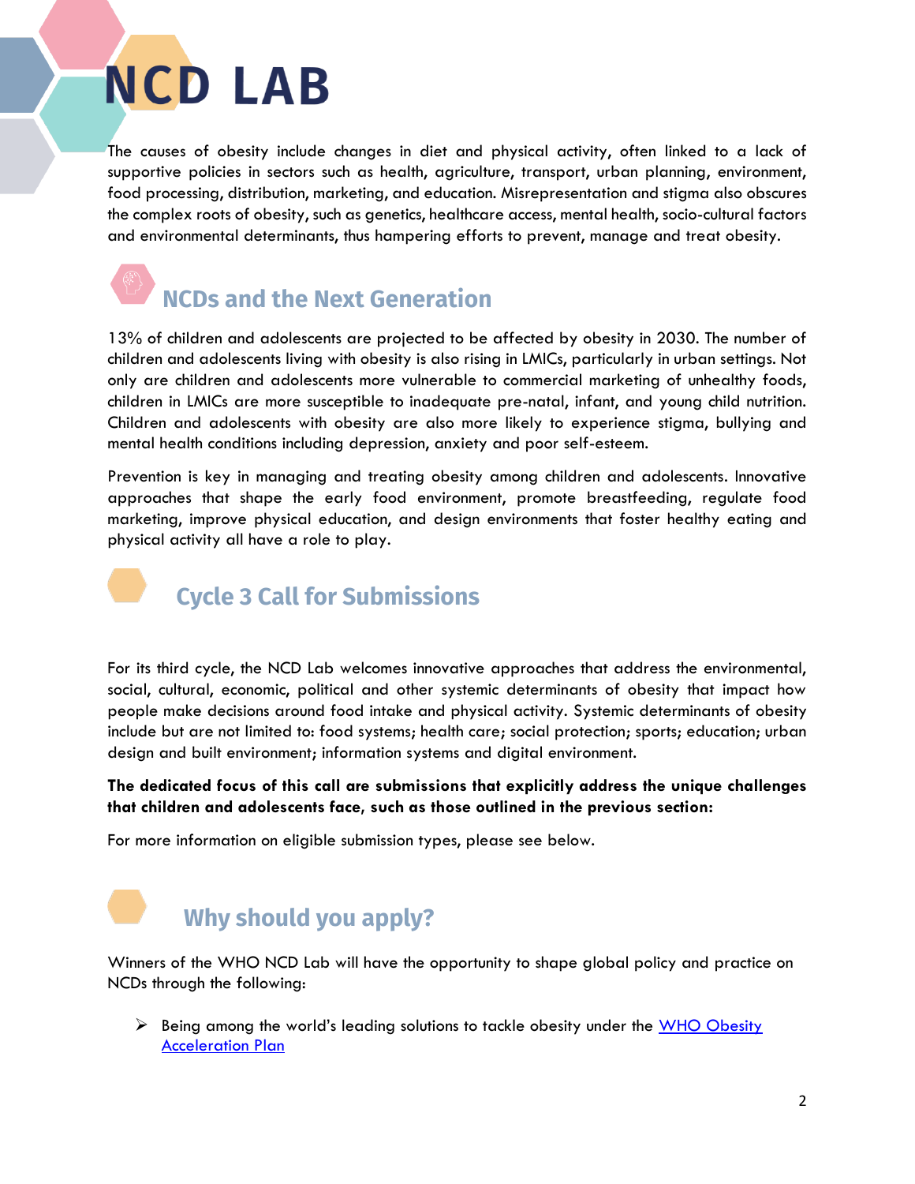# NCD LAB

The causes of obesity include changes in diet and physical activity, often linked to a lack of supportive policies in sectors such as health, agriculture, transport, urban planning, environment, food processing, distribution, marketing, and education. Misrepresentation and stigma also obscures the complex roots of obesity, such as genetics, healthcare access, mental health, socio-cultural factors and environmental determinants, thus hampering efforts to prevent, manage and treat obesity.

## NCDs and the Next Generation

13% of children and adolescents are projected to be affected by obesity in 2030. The number of children and adolescents living with obesity is also rising in LMICs, particularly in urban settings. Not only are children and adolescents more vulnerable to commercial marketing of unhealthy foods, children in LMICs are more susceptible to inadequate pre-natal, infant, and young child nutrition. Children and adolescents with obesity are also more likely to experience stigma, bullying and mental health conditions including depression, anxiety and poor self-esteem.

Prevention is key in managing and treating obesity among children and adolescents. Innovative approaches that shape the early food environment, promote breastfeeding, regulate food marketing, improve physical education, and design environments that foster healthy eating and physical activity all have a role to play.

## Cycle 3 Call for Submissions

For its third cycle, the NCD Lab welcomes innovative approaches that address the environmental, social, cultural, economic, political and other systemic determinants of obesity that impact how people make decisions around food intake and physical activity. Systemic determinants of obesity include but are not limited to: food systems; health care; social protection; sports; education; urban design and built environment; information systems and digital environment.

**The dedicated focus of this call are submissions that explicitly address the unique challenges that children and adolescents face, such as those outlined in the previous section:**

For more information on eligible submission types, please see below.

## Why should you apply?

Winners of the WHO NCD Lab will have the opportunity to shape global policy and practice on NCDs through the following:

- Being among the world's leading solutions to tackle obesity under the WHO Obesity Acceleration Plan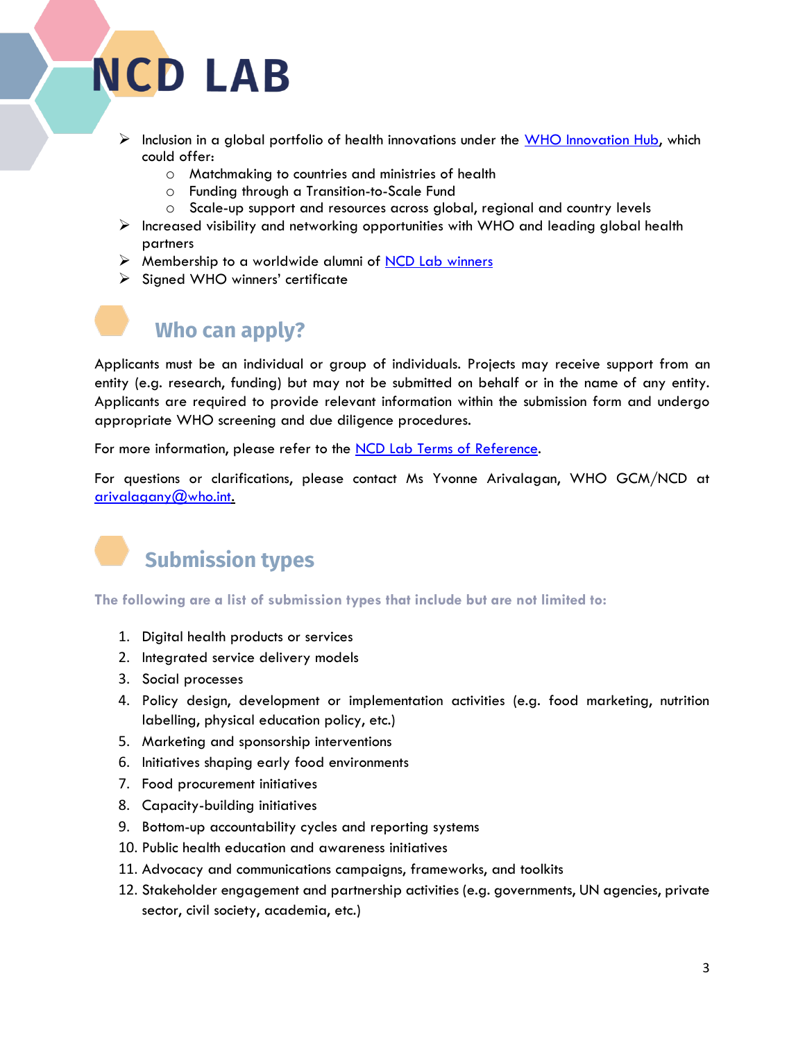- Inclusion in a global portfolio of health innovations under the WHO Innovation Hub, which could offer:
  - Matchmaking to countries and ministries of health
  - Funding through a Transition-to-Scale Fund
  - Scale-up support and resources across global, regional and country levels
- Increased visibility and networking opportunities with WHO and leading global health partners
- Membership to a worldwide alumni of NCD Lab winners
- Signed WHO winners' certificate

## Who can apply?

Applicants must be an individual or group of individuals. Projects may receive support from an entity (e.g. research, funding) but may not be submitted on behalf or in the name of any entity. Applicants are required to provide relevant information within the submission form and undergo appropriate WHO screening and due diligence procedures.

For more information, please refer to the NCD Lab Terms of Reference.

For questions or clarifications, please contact Ms Yvonne Arivalagan, WHO GCM/NCD at arivalagany@who.int.

## Submission types

**The following are a list of submission types that include but are not limited to:**

1. Digital health products or services
2. Integrated service delivery models
3. Social processes
4. Policy design, development or implementation activities (e.g. food marketing, nutrition labelling, physical education policy, etc.)
5. Marketing and sponsorship interventions
6. Initiatives shaping early food environments
7. Food procurement initiatives
8. Capacity-building initiatives
9. Bottom-up accountability cycles and reporting systems
10. Public health education and awareness initiatives
11. Advocacy and communications campaigns, frameworks, and toolkits
12. Stakeholder engagement and partnership activities (e.g. governments, UN agencies, private sector, civil society, academia, etc.)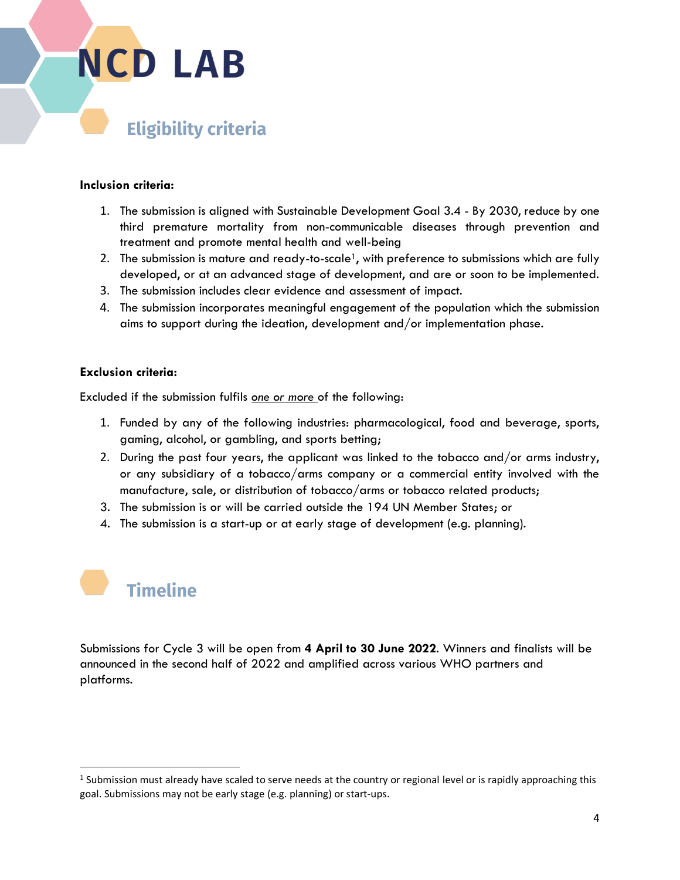# NCD LAB

## Eligibility criteria

**Inclusion criteria:**

1. The submission is aligned with Sustainable Development Goal 3.4 - By 2030, reduce by one third premature mortality from non-communicable diseases through prevention and treatment and promote mental health and well-being
2. The submission is mature and ready-to-scale[1], with preference to submissions which are fully developed, or at an advanced stage of development, and are or soon to be implemented.
3. The submission includes clear evidence and assessment of impact.
4. The submission incorporates meaningful engagement of the population which the submission aims to support during the ideation, development and/or implementation phase.

**Exclusion criteria:**

Excluded if the submission fulfils *one or more* of the following:

1. Funded by any of the following industries: pharmacological, food and beverage, sports, gaming, alcohol, or gambling, and sports betting;
2. During the past four years, the applicant was linked to the tobacco and/or arms industry, or any subsidiary of a tobacco/arms company or a commercial entity involved with the manufacture, sale, or distribution of tobacco/arms or tobacco related products;
3. The submission is or will be carried outside the 194 UN Member States; or
4. The submission is a start-up or at early stage of development (e.g. planning).

## Timeline

Submissions for Cycle 3 will be open from **4 April to 30 June 2022**. Winners and finalists will be announced in the second half of 2022 and amplified across various WHO partners and platforms.

---

[1] Submission must already have scaled to serve needs at the country or regional level or is rapidly approaching this goal. Submissions may not be early stage (e.g. planning) or start-ups.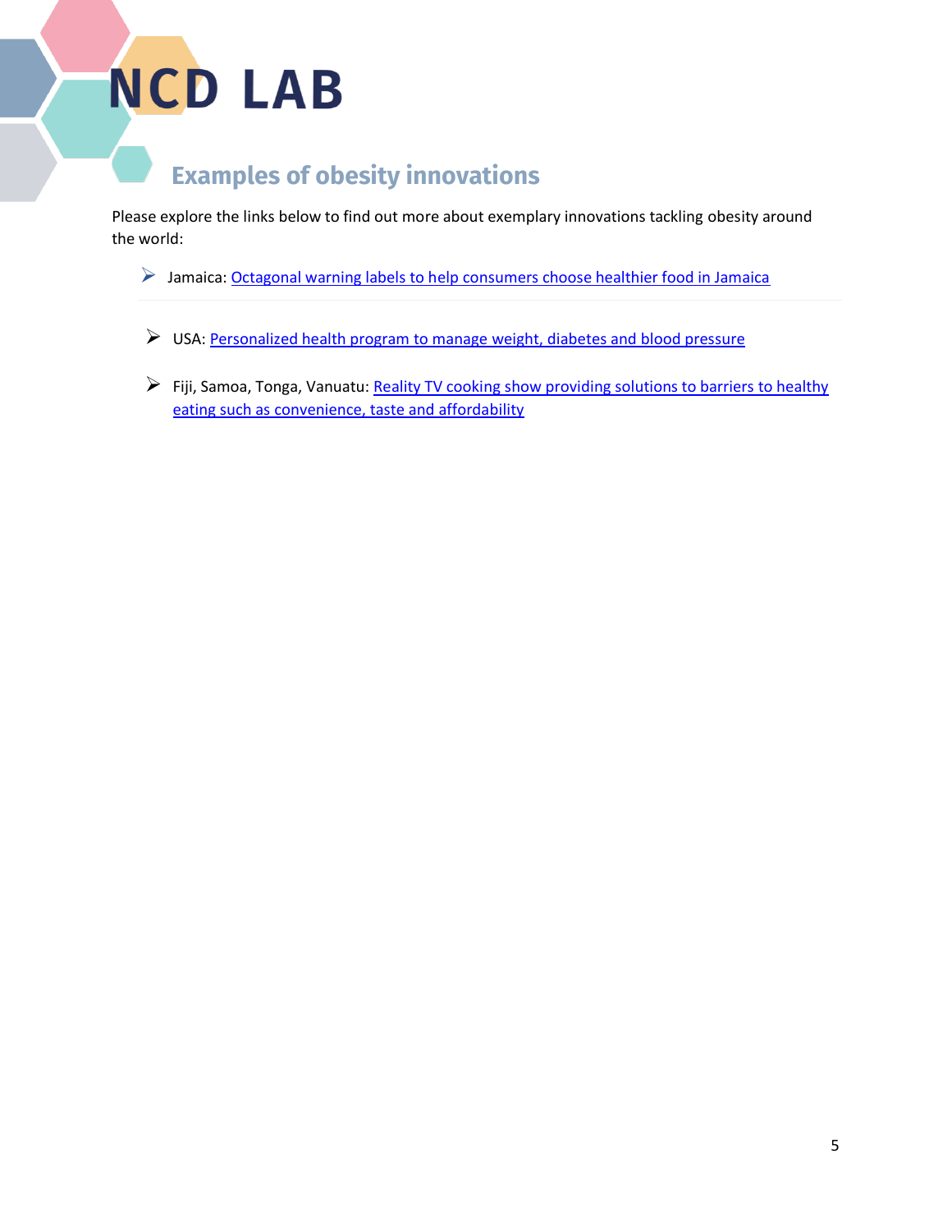# NCD LAB

## Examples of obesity innovations

Please explore the links below to find out more about exemplary innovations tackling obesity around the world:

- Jamaica: Octagonal warning labels to help consumers choose healthier food in Jamaica

---

- USA: Personalized health program to manage weight, diabetes and blood pressure
- Fiji, Samoa, Tonga, Vanuatu: Reality TV cooking show providing solutions to barriers to healthy eating such as convenience, taste and affordability